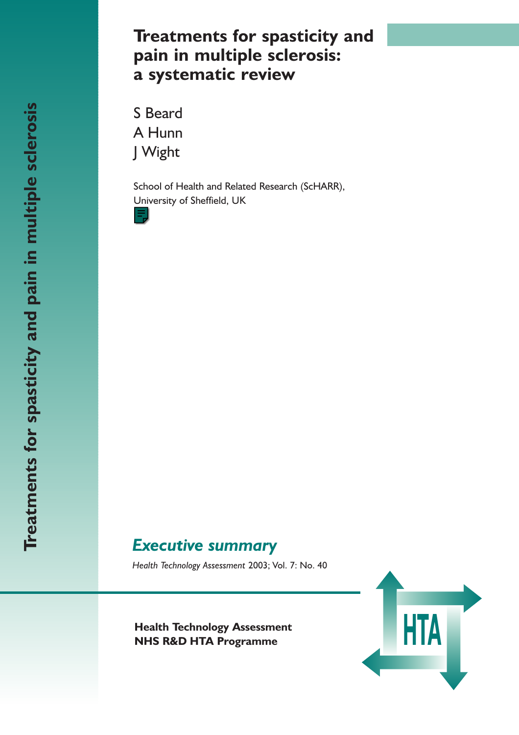# Treatments for spasticity and pain in multiple sclerosis: a systematic review

S Beard
A Hunn
J Wight

School of Health and Related Research (ScHARR), University of Sheffield, UK

## *Executive summary*

*Health Technology Assessment* 2003; Vol. 7: No. 40

**Health Technology Assessment**
**NHS R&D HTA Programme**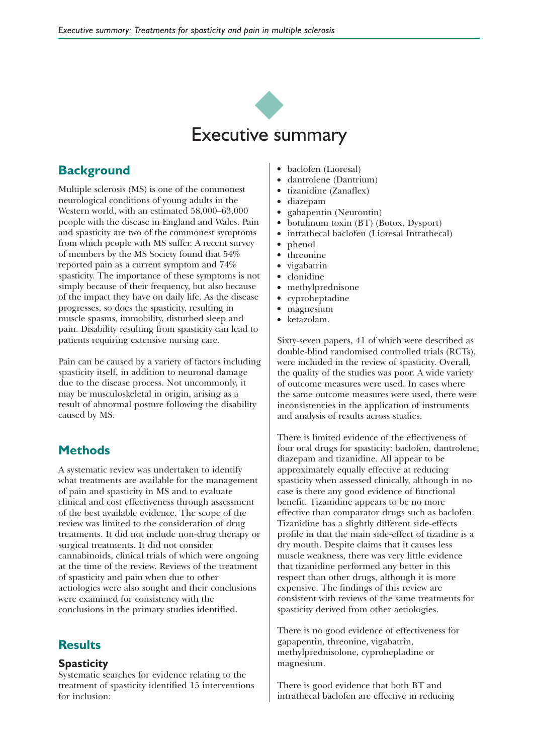# Executive summary

## Background

Multiple sclerosis (MS) is one of the commonest neurological conditions of young adults in the Western world, with an estimated 58,000–63,000 people with the disease in England and Wales. Pain and spasticity are two of the commonest symptoms from which people with MS suffer. A recent survey of members by the MS Society found that 54% reported pain as a current symptom and 74% spasticity. The importance of these symptoms is not simply because of their frequency, but also because of the impact they have on daily life. As the disease progresses, so does the spasticity, resulting in muscle spasms, immobility, disturbed sleep and pain. Disability resulting from spasticity can lead to patients requiring extensive nursing care.

Pain can be caused by a variety of factors including spasticity itself, in addition to neuronal damage due to the disease process. Not uncommonly, it may be musculoskeletal in origin, arising as a result of abnormal posture following the disability caused by MS.

## Methods

A systematic review was undertaken to identify what treatments are available for the management of pain and spasticity in MS and to evaluate clinical and cost effectiveness through assessment of the best available evidence. The scope of the review was limited to the consideration of drug treatments. It did not include non-drug therapy or surgical treatments. It did not consider cannabinoids, clinical trials of which were ongoing at the time of the review. Reviews of the treatment of spasticity and pain when due to other aetiologies were also sought and their conclusions were examined for consistency with the conclusions in the primary studies identified.

## Results

### Spasticity

Systematic searches for evidence relating to the treatment of spasticity identified 15 interventions for inclusion:

- baclofen (Lioresal)
- dantrolene (Dantrium)
- tizanidine (Zanaflex)
- diazepam
- gabapentin (Neurontin)
- botulinum toxin (BT) (Botox, Dysport)
- intrathecal baclofen (Lioresal Intrathecal)
- phenol
- threonine
- vigabatrin
- clonidine
- methylprednisone
- cyproheptadine
- magnesium
- ketazolam.

Sixty-seven papers, 41 of which were described as double-blind randomised controlled trials (RCTs), were included in the review of spasticity. Overall, the quality of the studies was poor. A wide variety of outcome measures were used. In cases where the same outcome measures were used, there were inconsistencies in the application of instruments and analysis of results across studies.

There is limited evidence of the effectiveness of four oral drugs for spasticity: baclofen, dantrolene, diazepam and tizanidine. All appear to be approximately equally effective at reducing spasticity when assessed clinically, although in no case is there any good evidence of functional benefit. Tizanidine appears to be no more effective than comparator drugs such as baclofen. Tizanidine has a slightly different side-effects profile in that the main side-effect of tizadine is a dry mouth. Despite claims that it causes less muscle weakness, there was very little evidence that tizanidine performed any better in this respect than other drugs, although it is more expensive. The findings of this review are consistent with reviews of the same treatments for spasticity derived from other aetiologies.

There is no good evidence of effectiveness for gapapentin, threonine, vigabatrin, methylprednisolone, cyprohepladine or magnesium.

There is good evidence that both BT and intrathecal baclofen are effective in reducing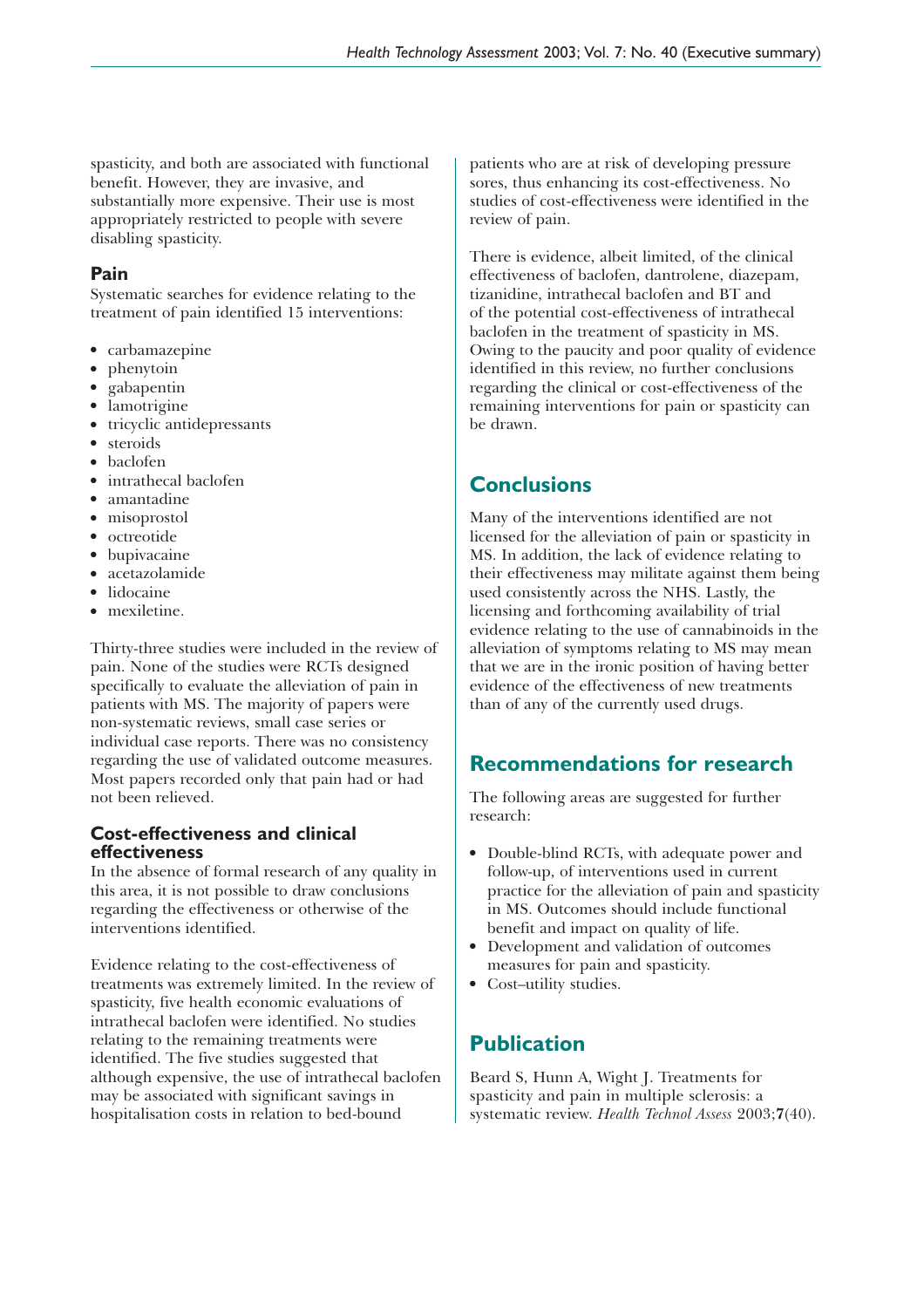spasticity, and both are associated with functional benefit. However, they are invasive, and substantially more expensive. Their use is most appropriately restricted to people with severe disabling spasticity.

### Pain

Systematic searches for evidence relating to the treatment of pain identified 15 interventions:

- carbamazepine
- phenytoin
- gabapentin
- lamotrigine
- tricyclic antidepressants
- steroids
- baclofen
- intrathecal baclofen
- amantadine
- misoprostol
- octreotide
- bupivacaine
- acetazolamide
- lidocaine
- mexiletine.

Thirty-three studies were included in the review of pain. None of the studies were RCTs designed specifically to evaluate the alleviation of pain in patients with MS. The majority of papers were non-systematic reviews, small case series or individual case reports. There was no consistency regarding the use of validated outcome measures. Most papers recorded only that pain had or had not been relieved.

### Cost-effectiveness and clinical effectiveness

In the absence of formal research of any quality in this area, it is not possible to draw conclusions regarding the effectiveness or otherwise of the interventions identified.

Evidence relating to the cost-effectiveness of treatments was extremely limited. In the review of spasticity, five health economic evaluations of intrathecal baclofen were identified. No studies relating to the remaining treatments were identified. The five studies suggested that although expensive, the use of intrathecal baclofen may be associated with significant savings in hospitalisation costs in relation to bed-bound patients who are at risk of developing pressure sores, thus enhancing its cost-effectiveness. No studies of cost-effectiveness were identified in the review of pain.

There is evidence, albeit limited, of the clinical effectiveness of baclofen, dantrolene, diazepam, tizanidine, intrathecal baclofen and BT and of the potential cost-effectiveness of intrathecal baclofen in the treatment of spasticity in MS. Owing to the paucity and poor quality of evidence identified in this review, no further conclusions regarding the clinical or cost-effectiveness of the remaining interventions for pain or spasticity can be drawn.

## Conclusions

Many of the interventions identified are not licensed for the alleviation of pain or spasticity in MS. In addition, the lack of evidence relating to their effectiveness may militate against them being used consistently across the NHS. Lastly, the licensing and forthcoming availability of trial evidence relating to the use of cannabinoids in the alleviation of symptoms relating to MS may mean that we are in the ironic position of having better evidence of the effectiveness of new treatments than of any of the currently used drugs.

## Recommendations for research

The following areas are suggested for further research:

- Double-blind RCTs, with adequate power and follow-up, of interventions used in current practice for the alleviation of pain and spasticity in MS. Outcomes should include functional benefit and impact on quality of life.
- Development and validation of outcomes measures for pain and spasticity.
- Cost–utility studies.

## Publication

Beard S, Hunn A, Wight J. Treatments for spasticity and pain in multiple sclerosis: a systematic review. *Health Technol Assess* 2003;**7**(40).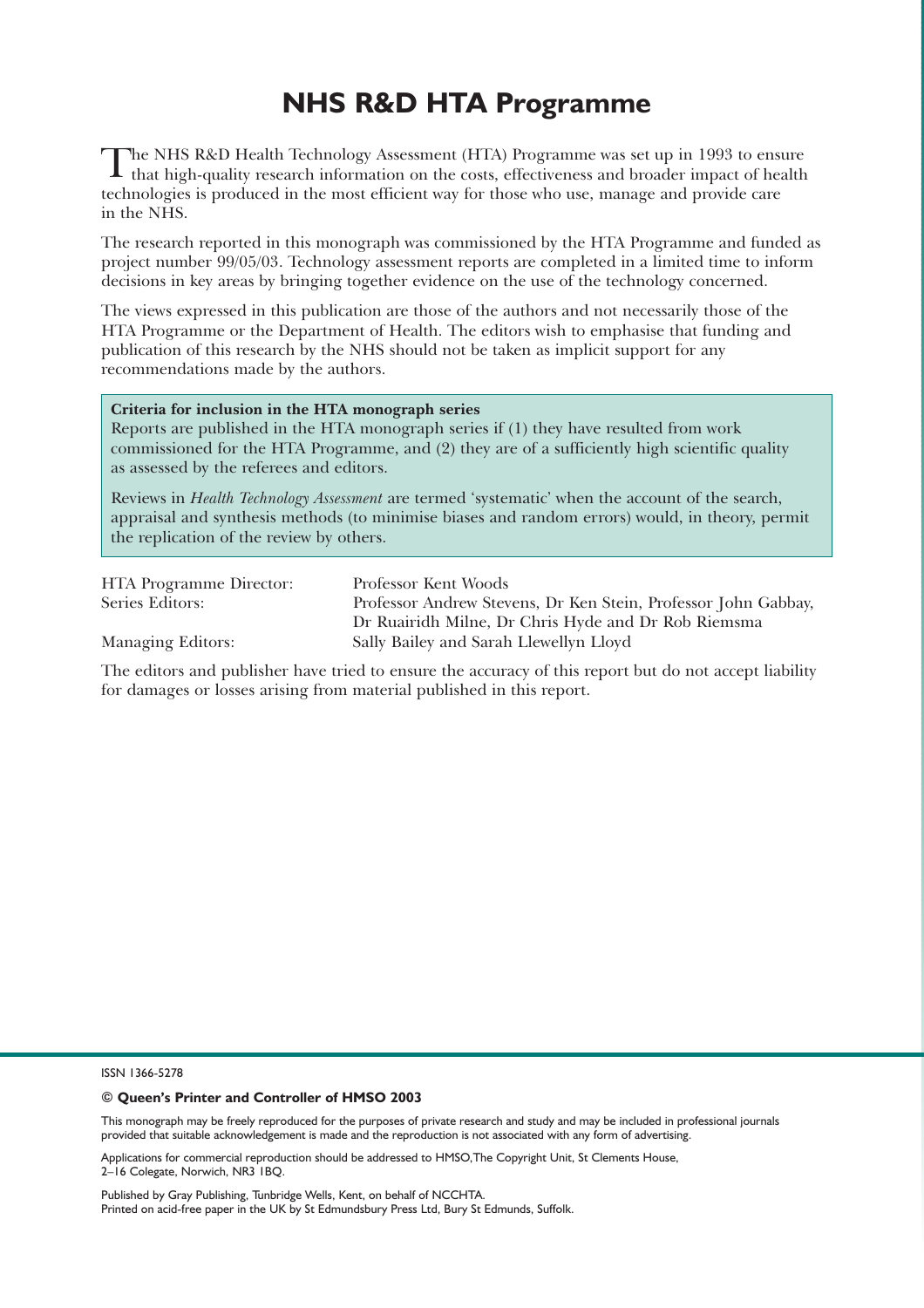# NHS R&D HTA Programme

The NHS R&D Health Technology Assessment (HTA) Programme was set up in 1993 to ensure that high-quality research information on the costs, effectiveness and broader impact of health technologies is produced in the most efficient way for those who use, manage and provide care in the NHS.

The research reported in this monograph was commissioned by the HTA Programme and funded as project number 99/05/03. Technology assessment reports are completed in a limited time to inform decisions in key areas by bringing together evidence on the use of the technology concerned.

The views expressed in this publication are those of the authors and not necessarily those of the HTA Programme or the Department of Health. The editors wish to emphasise that funding and publication of this research by the NHS should not be taken as implicit support for any recommendations made by the authors.

**Criteria for inclusion in the HTA monograph series**
Reports are published in the HTA monograph series if (1) they have resulted from work commissioned for the HTA Programme, and (2) they are of a sufficiently high scientific quality as assessed by the referees and editors.

Reviews in *Health Technology Assessment* are termed 'systematic' when the account of the search, appraisal and synthesis methods (to minimise biases and random errors) would, in theory, permit the replication of the review by others.

| | |
|---|---|
| HTA Programme Director: | Professor Kent Woods |
| Series Editors: | Professor Andrew Stevens, Dr Ken Stein, Professor John Gabbay, Dr Ruairidh Milne, Dr Chris Hyde and Dr Rob Riemsma |
| Managing Editors: | Sally Bailey and Sarah Llewellyn Lloyd |

The editors and publisher have tried to ensure the accuracy of this report but do not accept liability for damages or losses arising from material published in this report.

ISSN 1366-5278

**© Queen's Printer and Controller of HMSO 2003**

This monograph may be freely reproduced for the purposes of private research and study and may be included in professional journals provided that suitable acknowledgement is made and the reproduction is not associated with any form of advertising.

Applications for commercial reproduction should be addressed to HMSO, The Copyright Unit, St Clements House, 2–16 Colegate, Norwich, NR3 1BQ.

Published by Gray Publishing, Tunbridge Wells, Kent, on behalf of NCCHTA.
Printed on acid-free paper in the UK by St Edmundsbury Press Ltd, Bury St Edmunds, Suffolk.